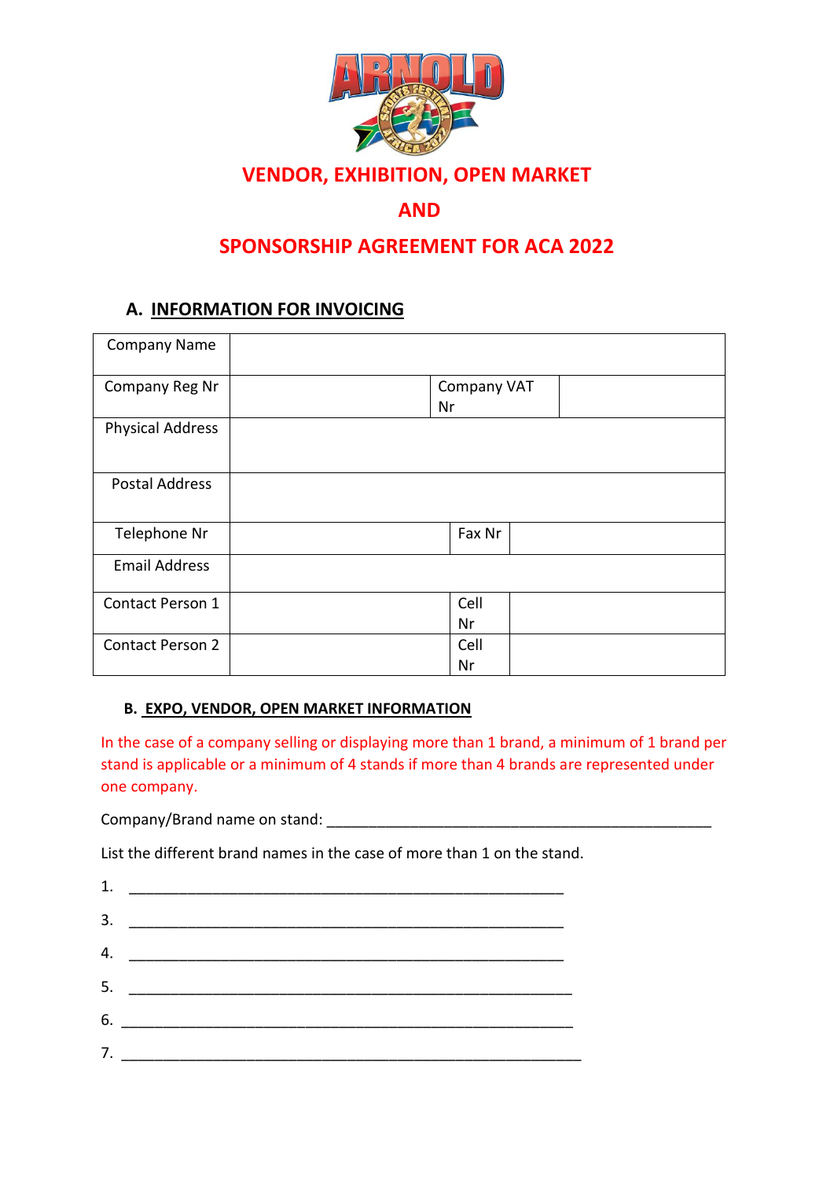# VENDOR, EXHIBITION, OPEN MARKET

# AND

# SPONSORSHIP AGREEMENT FOR ACA 2022

## A. INFORMATION FOR INVOICING

| Company Name | | | |
|---|---|---|---|
| Company Reg Nr | | Company VAT Nr | |
| Physical Address | | | |
| Postal Address | | | |
| Telephone Nr | | Fax Nr | |
| Email Address | | | |
| Contact Person 1 | | Cell Nr | |
| Contact Person 2 | | Cell Nr | |

### B. EXPO, VENDOR, OPEN MARKET INFORMATION

In the case of a company selling or displaying more than 1 brand, a minimum of 1 brand per stand is applicable or a minimum of 4 stands if more than 4 brands are represented under one company.

Company/Brand name on stand: ________________________________________________

List the different brand names in the case of more than 1 on the stand.

1. ________________________________________________

3. ________________________________________________

4. ________________________________________________

5. ________________________________________________

6. ________________________________________________

7. ________________________________________________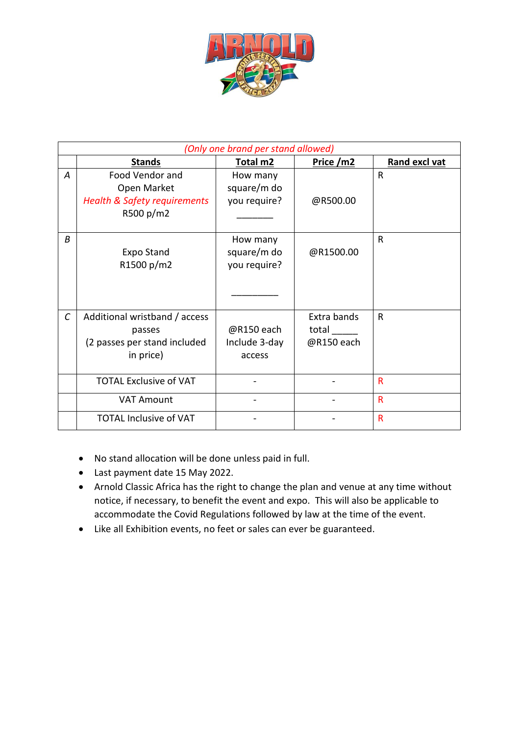| *(Only one brand per stand allowed)* | | | | |
|---|---|---|---|---|
| | **Stands** | **Total m2** | **Price /m2** | **Rand excl vat** |
| *A* | Food Vendor and Open Market *Health & Safety requirements* R500 p/m2 | How many square/m do you require? _______ | @R500.00 | R |
| *B* | Expo Stand R1500 p/m2 | How many square/m do you require? _________ | @R1500.00 | R |
| *C* | Additional wristband / access passes (2 passes per stand included in price) | @R150 each Include 3-day access | Extra bands total _____ @R150 each | R |
| | TOTAL Exclusive of VAT | - | - | R |
| | VAT Amount | - | - | R |
| | TOTAL Inclusive of VAT | - | - | R |

- No stand allocation will be done unless paid in full.
- Last payment date 15 May 2022.
- Arnold Classic Africa has the right to change the plan and venue at any time without notice, if necessary, to benefit the event and expo. This will also be applicable to accommodate the Covid Regulations followed by law at the time of the event.
- Like all Exhibition events, no feet or sales can ever be guaranteed.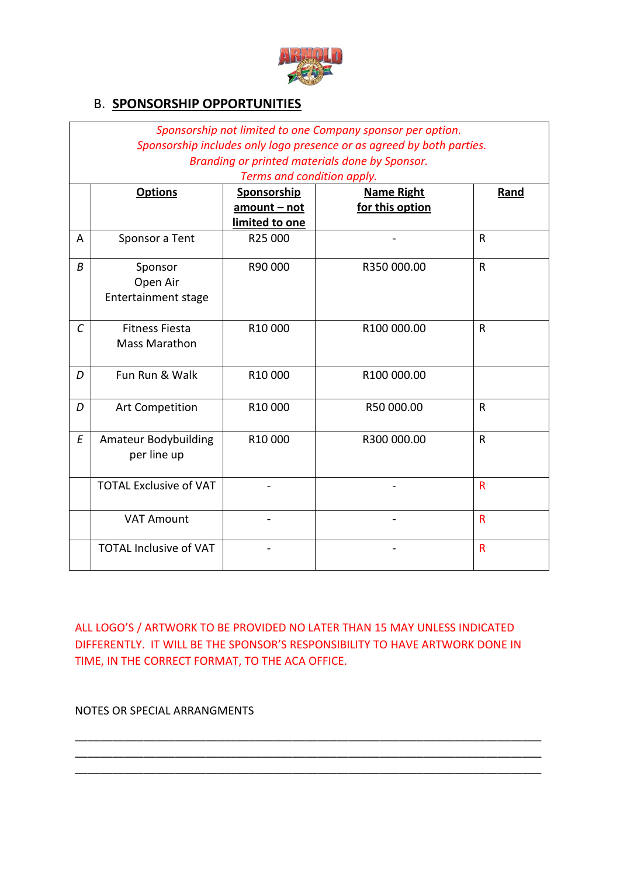## B. **SPONSORSHIP OPPORTUNITIES**

| *Sponsorship not limited to one Company sponsor per option. Sponsorship includes only logo presence or as agreed by both parties. Branding or printed materials done by Sponsor. Terms and condition apply.* | | | | |
|---|---|---|---|---|
| | **Options** | **Sponsorship amount – not limited to one** | **Name Right for this option** | **Rand** |
| A | Sponsor a Tent | R25 000 | - | R |
| *B* | Sponsor Open Air Entertainment stage | R90 000 | R350 000.00 | R |
| *C* | Fitness Fiesta Mass Marathon | R10 000 | R100 000.00 | R |
| *D* | Fun Run & Walk | R10 000 | R100 000.00 | |
| *D* | Art Competition | R10 000 | R50 000.00 | R |
| *E* | Amateur Bodybuilding per line up | R10 000 | R300 000.00 | R |
| | TOTAL Exclusive of VAT | - | - | R |
| | VAT Amount | - | - | R |
| | TOTAL Inclusive of VAT | - | - | R |

ALL LOGO'S / ARTWORK TO BE PROVIDED NO LATER THAN 15 MAY UNLESS INDICATED DIFFERENTLY. IT WILL BE THE SPONSOR'S RESPONSIBILITY TO HAVE ARTWORK DONE IN TIME, IN THE CORRECT FORMAT, TO THE ACA OFFICE.

NOTES OR SPECIAL ARRANGMENTS

\_\_\_\_\_\_\_\_\_\_\_\_\_\_\_\_\_\_\_\_\_\_\_\_\_\_\_\_\_\_\_\_\_\_\_\_\_\_\_\_\_\_\_\_\_\_\_\_\_\_\_\_\_\_\_\_\_\_\_\_\_\_\_\_\_\_\_\_\_\_\_\_\_\_

\_\_\_\_\_\_\_\_\_\_\_\_\_\_\_\_\_\_\_\_\_\_\_\_\_\_\_\_\_\_\_\_\_\_\_\_\_\_\_\_\_\_\_\_\_\_\_\_\_\_\_\_\_\_\_\_\_\_\_\_\_\_\_\_\_\_\_\_\_\_\_\_\_\_

\_\_\_\_\_\_\_\_\_\_\_\_\_\_\_\_\_\_\_\_\_\_\_\_\_\_\_\_\_\_\_\_\_\_\_\_\_\_\_\_\_\_\_\_\_\_\_\_\_\_\_\_\_\_\_\_\_\_\_\_\_\_\_\_\_\_\_\_\_\_\_\_\_\_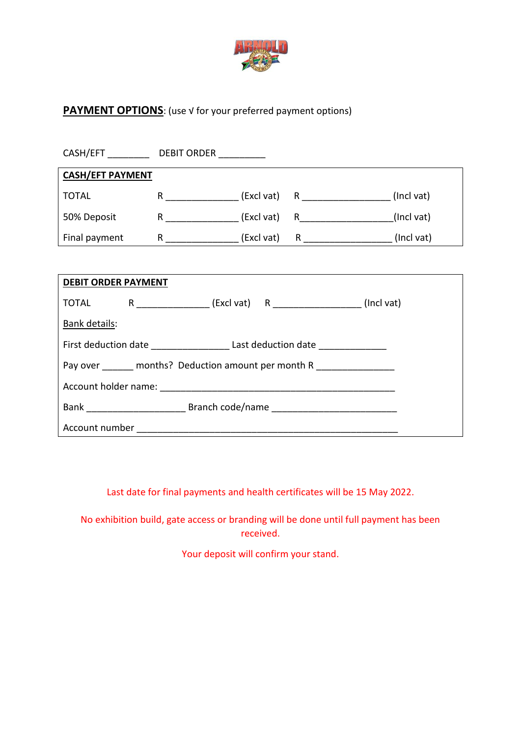**PAYMENT OPTIONS**: (use √ for your preferred payment options)

CASH/EFT ________ DEBIT ORDER _________

| **CASH/EFT PAYMENT** | | | | |
|---|---|---|---|---|
| TOTAL | R ______________ | (Excl vat) | R _________________ | (Incl vat) |
| 50% Deposit | R ______________ | (Excl vat) | R_________________ | (Incl vat) |
| Final payment | R ______________ | (Excl vat) | R _________________ | (Incl vat) |

**DEBIT ORDER PAYMENT**

TOTAL R ______________ (Excl vat) R _________________ (Incl vat)

Bank details:

First deduction date _______________ Last deduction date _____________

Pay over ______ months? Deduction amount per month R _______________

Account holder name: _____________________________________________

Bank ___________________ Branch code/name ________________________

Account number __________________________________________________

Last date for final payments and health certificates will be 15 May 2022.

No exhibition build, gate access or branding will be done until full payment has been received.

Your deposit will confirm your stand.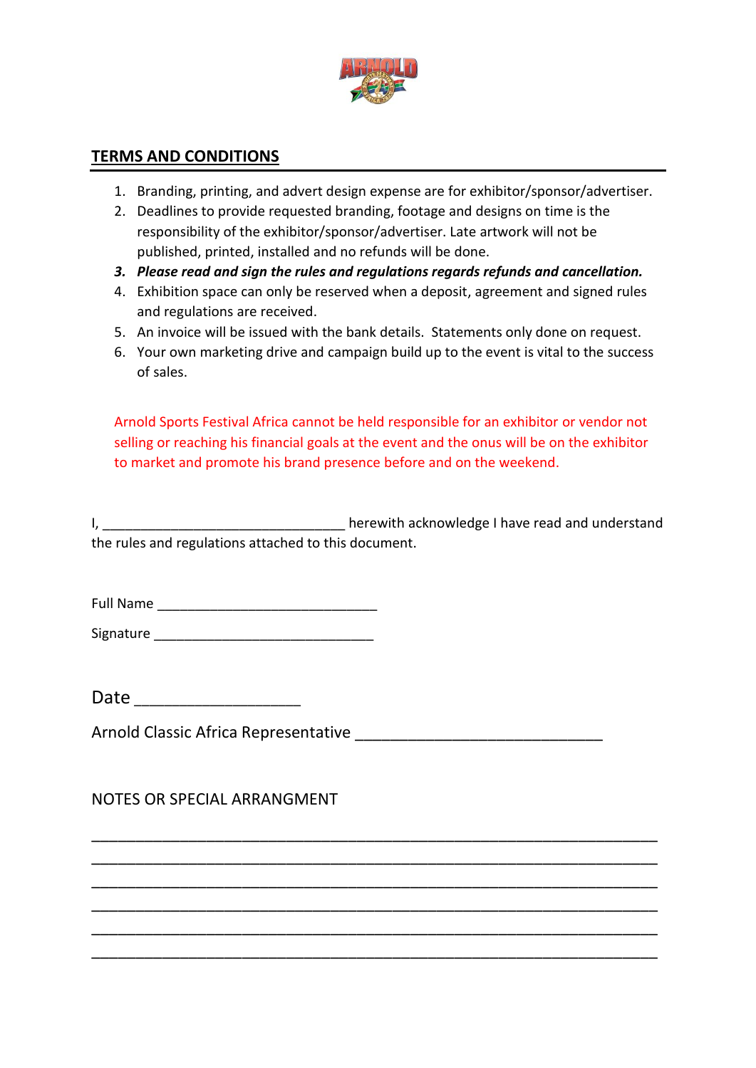## TERMS AND CONDITIONS

1. Branding, printing, and advert design expense are for exhibitor/sponsor/advertiser.
2. Deadlines to provide requested branding, footage and designs on time is the responsibility of the exhibitor/sponsor/advertiser. Late artwork will not be published, printed, installed and no refunds will be done.
3. ***Please read and sign the rules and regulations regards refunds and cancellation.***
4. Exhibition space can only be reserved when a deposit, agreement and signed rules and regulations are received.
5. An invoice will be issued with the bank details. Statements only done on request.
6. Your own marketing drive and campaign build up to the event is vital to the success of sales.

Arnold Sports Festival Africa cannot be held responsible for an exhibitor or vendor not selling or reaching his financial goals at the event and the onus will be on the exhibitor to market and promote his brand presence before and on the weekend.

I, ________________________________ herewith acknowledge I have read and understand the rules and regulations attached to this document.

Full Name _____________________________

Signature _____________________________

Date __________________

Arnold Classic Africa Representative ___________________________

NOTES OR SPECIAL ARRANGMENT

____________________________________________________________

____________________________________________________________

____________________________________________________________

____________________________________________________________

____________________________________________________________

____________________________________________________________